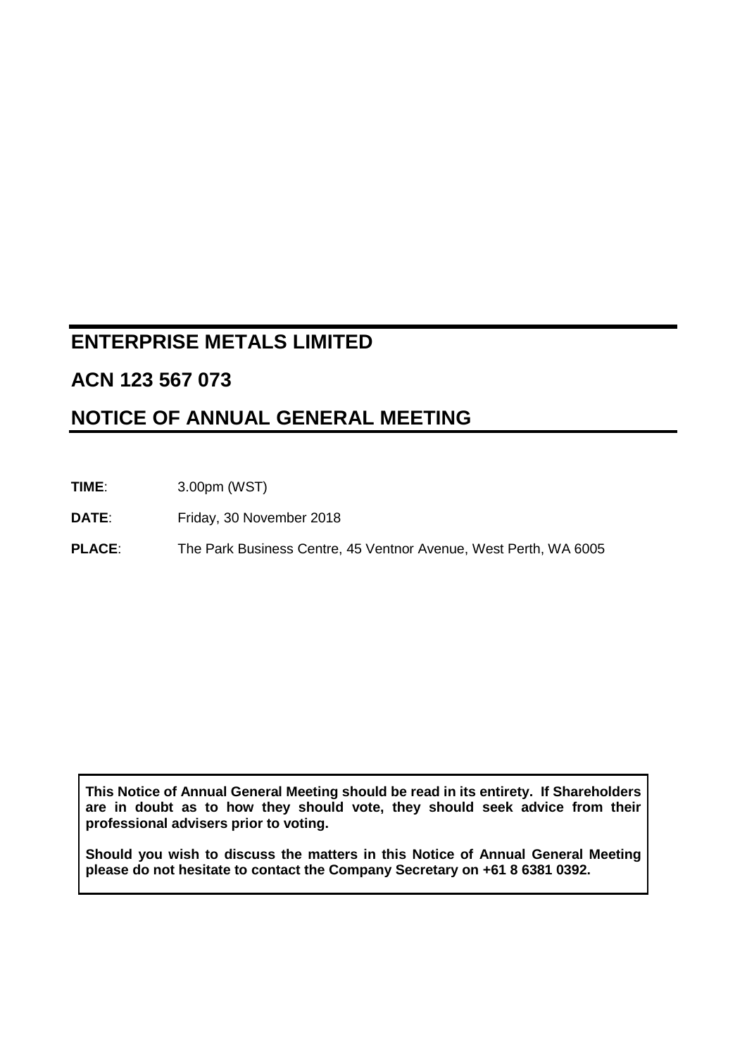# ENTERPRISE METALS LIMITED

## ACN 123 567 073

## NOTICE OF ANNUAL GENERAL MEETING

**TIME**: 3.00pm (WST)

**DATE**: Friday, 30 November 2018

**PLACE**: The Park Business Centre, 45 Ventnor Avenue, West Perth, WA 6005

**This Notice of Annual General Meeting should be read in its entirety. If Shareholders are in doubt as to how they should vote, they should seek advice from their professional advisers prior to voting.**

**Should you wish to discuss the matters in this Notice of Annual General Meeting please do not hesitate to contact the Company Secretary on +61 8 6381 0392.**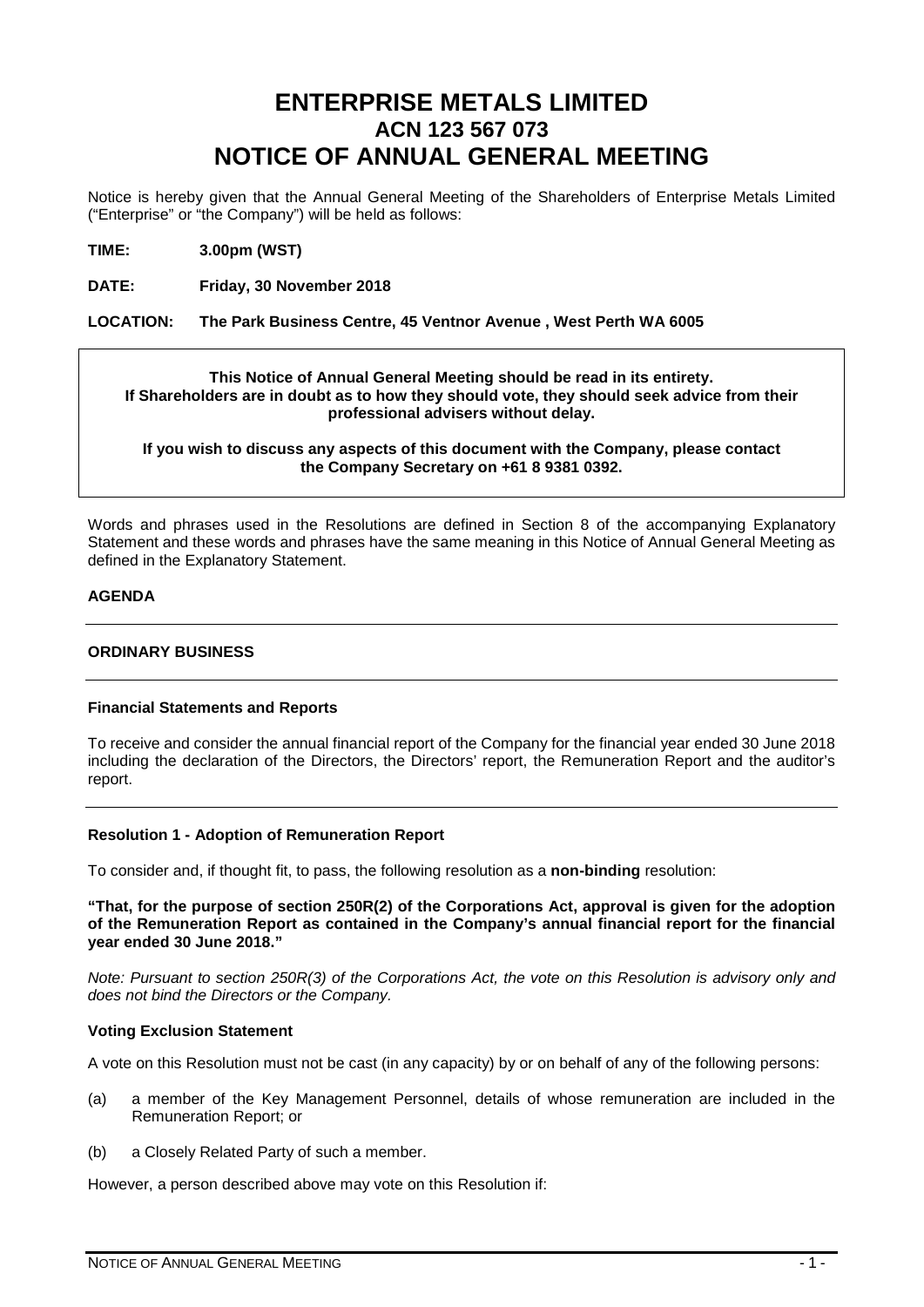# ENTERPRISE METALS LIMITED
## ACN 123 567 073
# NOTICE OF ANNUAL GENERAL MEETING

Notice is hereby given that the Annual General Meeting of the Shareholders of Enterprise Metals Limited ("Enterprise" or "the Company") will be held as follows:

**TIME:** **3.00pm (WST)**

**DATE:** **Friday, 30 November 2018**

**LOCATION:** **The Park Business Centre, 45 Ventnor Avenue , West Perth WA 6005**

**This Notice of Annual General Meeting should be read in its entirety. If Shareholders are in doubt as to how they should vote, they should seek advice from their professional advisers without delay.**

**If you wish to discuss any aspects of this document with the Company, please contact the Company Secretary on +61 8 9381 0392.**

Words and phrases used in the Resolutions are defined in Section 8 of the accompanying Explanatory Statement and these words and phrases have the same meaning in this Notice of Annual General Meeting as defined in the Explanatory Statement.

**AGENDA**

**ORDINARY BUSINESS**

**Financial Statements and Reports**

To receive and consider the annual financial report of the Company for the financial year ended 30 June 2018 including the declaration of the Directors, the Directors' report, the Remuneration Report and the auditor's report.

**Resolution 1 - Adoption of Remuneration Report**

To consider and, if thought fit, to pass, the following resolution as a **non-binding** resolution:

**"That, for the purpose of section 250R(2) of the Corporations Act, approval is given for the adoption of the Remuneration Report as contained in the Company's annual financial report for the financial year ended 30 June 2018."**

*Note: Pursuant to section 250R(3) of the Corporations Act, the vote on this Resolution is advisory only and does not bind the Directors or the Company.*

**Voting Exclusion Statement**

A vote on this Resolution must not be cast (in any capacity) by or on behalf of any of the following persons:

(a) a member of the Key Management Personnel, details of whose remuneration are included in the Remuneration Report; or

(b) a Closely Related Party of such a member.

However, a person described above may vote on this Resolution if: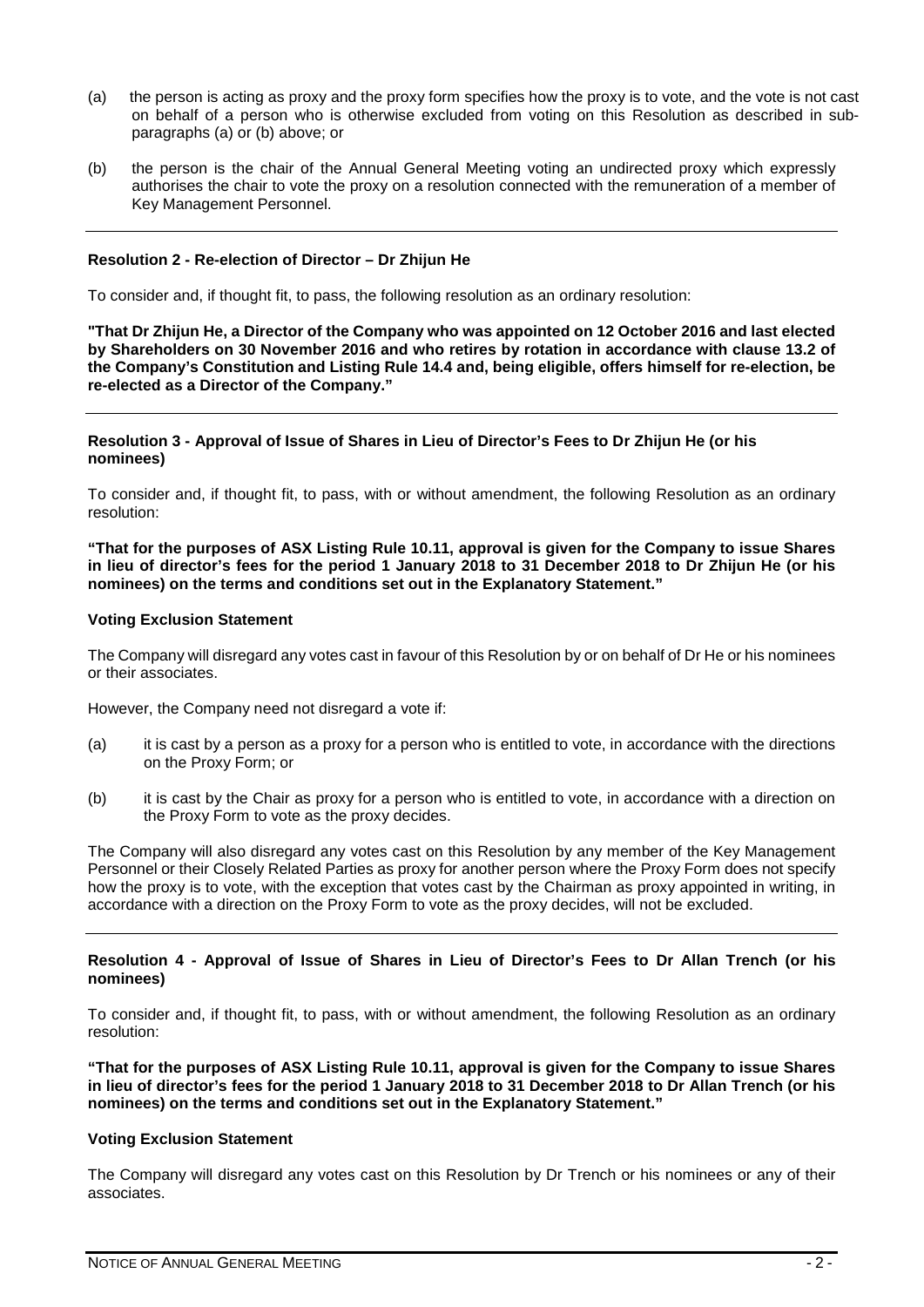(a) the person is acting as proxy and the proxy form specifies how the proxy is to vote, and the vote is not cast on behalf of a person who is otherwise excluded from voting on this Resolution as described in sub-paragraphs (a) or (b) above; or

(b) the person is the chair of the Annual General Meeting voting an undirected proxy which expressly authorises the chair to vote the proxy on a resolution connected with the remuneration of a member of Key Management Personnel.

---

**Resolution 2 - Re-election of Director – Dr Zhijun He**

To consider and, if thought fit, to pass, the following resolution as an ordinary resolution:

**"That Dr Zhijun He, a Director of the Company who was appointed on 12 October 2016 and last elected by Shareholders on 30 November 2016 and who retires by rotation in accordance with clause 13.2 of the Company's Constitution and Listing Rule 14.4 and, being eligible, offers himself for re-election, be re-elected as a Director of the Company."**

---

**Resolution 3 - Approval of Issue of Shares in Lieu of Director's Fees to Dr Zhijun He (or his nominees)**

To consider and, if thought fit, to pass, with or without amendment, the following Resolution as an ordinary resolution:

**"That for the purposes of ASX Listing Rule 10.11, approval is given for the Company to issue Shares in lieu of director's fees for the period 1 January 2018 to 31 December 2018 to Dr Zhijun He (or his nominees) on the terms and conditions set out in the Explanatory Statement."**

**Voting Exclusion Statement**

The Company will disregard any votes cast in favour of this Resolution by or on behalf of Dr He or his nominees or their associates.

However, the Company need not disregard a vote if:

(a) it is cast by a person as a proxy for a person who is entitled to vote, in accordance with the directions on the Proxy Form; or

(b) it is cast by the Chair as proxy for a person who is entitled to vote, in accordance with a direction on the Proxy Form to vote as the proxy decides.

The Company will also disregard any votes cast on this Resolution by any member of the Key Management Personnel or their Closely Related Parties as proxy for another person where the Proxy Form does not specify how the proxy is to vote, with the exception that votes cast by the Chairman as proxy appointed in writing, in accordance with a direction on the Proxy Form to vote as the proxy decides, will not be excluded.

---

**Resolution 4 - Approval of Issue of Shares in Lieu of Director's Fees to Dr Allan Trench (or his nominees)**

To consider and, if thought fit, to pass, with or without amendment, the following Resolution as an ordinary resolution:

**"That for the purposes of ASX Listing Rule 10.11, approval is given for the Company to issue Shares in lieu of director's fees for the period 1 January 2018 to 31 December 2018 to Dr Allan Trench (or his nominees) on the terms and conditions set out in the Explanatory Statement."**

**Voting Exclusion Statement**

The Company will disregard any votes cast on this Resolution by Dr Trench or his nominees or any of their associates.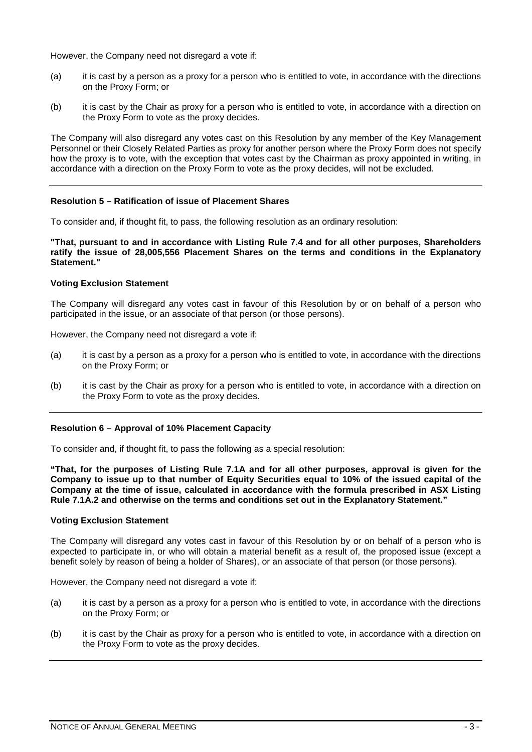However, the Company need not disregard a vote if:

(a) it is cast by a person as a proxy for a person who is entitled to vote, in accordance with the directions on the Proxy Form; or

(b) it is cast by the Chair as proxy for a person who is entitled to vote, in accordance with a direction on the Proxy Form to vote as the proxy decides.

The Company will also disregard any votes cast on this Resolution by any member of the Key Management Personnel or their Closely Related Parties as proxy for another person where the Proxy Form does not specify how the proxy is to vote, with the exception that votes cast by the Chairman as proxy appointed in writing, in accordance with a direction on the Proxy Form to vote as the proxy decides, will not be excluded.

---

**Resolution 5 – Ratification of issue of Placement Shares**

To consider and, if thought fit, to pass, the following resolution as an ordinary resolution:

**"That, pursuant to and in accordance with Listing Rule 7.4 and for all other purposes, Shareholders ratify the issue of 28,005,556 Placement Shares on the terms and conditions in the Explanatory Statement."**

**Voting Exclusion Statement**

The Company will disregard any votes cast in favour of this Resolution by or on behalf of a person who participated in the issue, or an associate of that person (or those persons).

However, the Company need not disregard a vote if:

(a) it is cast by a person as a proxy for a person who is entitled to vote, in accordance with the directions on the Proxy Form; or

(b) it is cast by the Chair as proxy for a person who is entitled to vote, in accordance with a direction on the Proxy Form to vote as the proxy decides.

---

**Resolution 6 – Approval of 10% Placement Capacity**

To consider and, if thought fit, to pass the following as a special resolution:

**"That, for the purposes of Listing Rule 7.1A and for all other purposes, approval is given for the Company to issue up to that number of Equity Securities equal to 10% of the issued capital of the Company at the time of issue, calculated in accordance with the formula prescribed in ASX Listing Rule 7.1A.2 and otherwise on the terms and conditions set out in the Explanatory Statement."**

**Voting Exclusion Statement**

The Company will disregard any votes cast in favour of this Resolution by or on behalf of a person who is expected to participate in, or who will obtain a material benefit as a result of, the proposed issue (except a benefit solely by reason of being a holder of Shares), or an associate of that person (or those persons).

However, the Company need not disregard a vote if:

(a) it is cast by a person as a proxy for a person who is entitled to vote, in accordance with the directions on the Proxy Form; or

(b) it is cast by the Chair as proxy for a person who is entitled to vote, in accordance with a direction on the Proxy Form to vote as the proxy decides.

---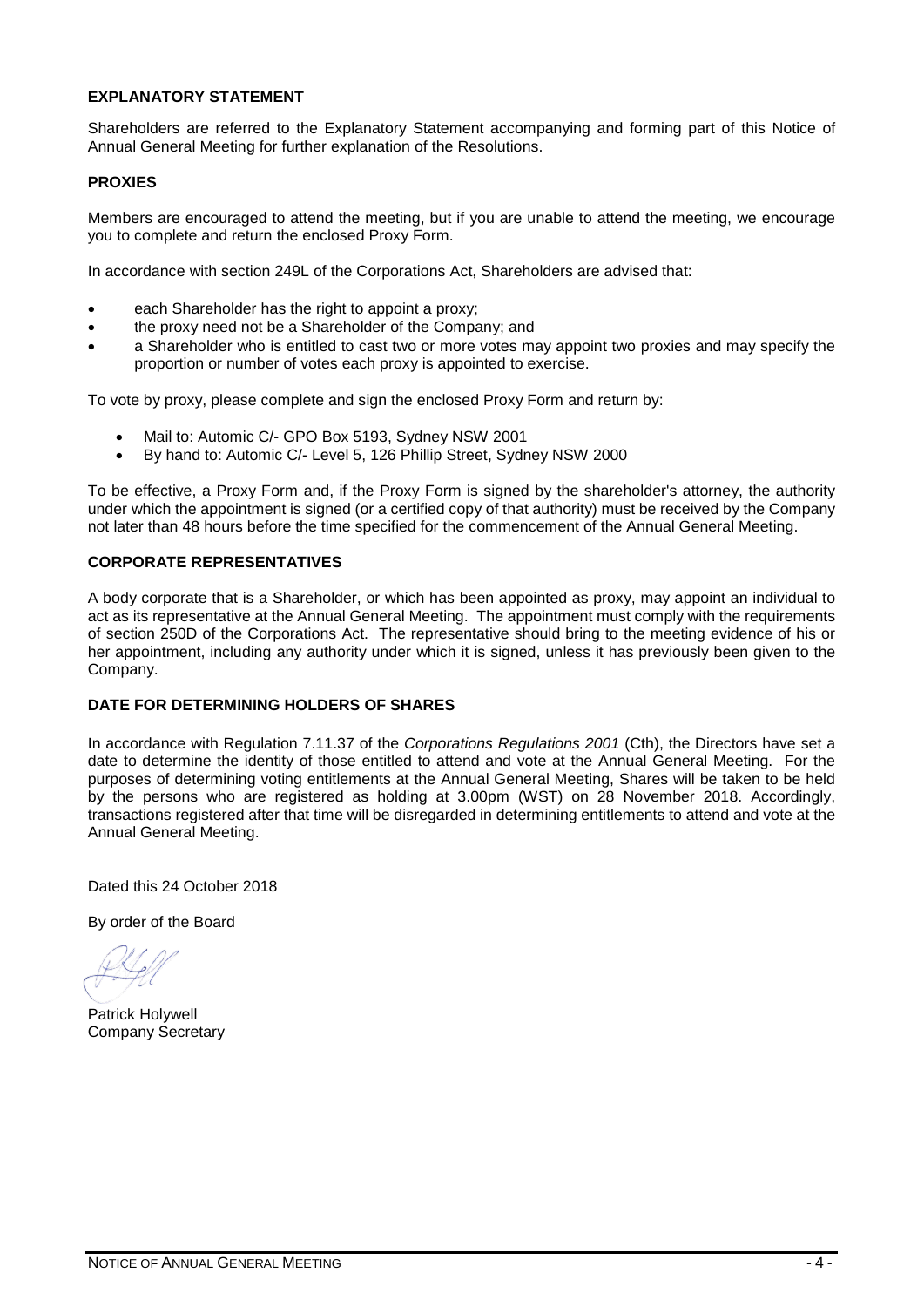**EXPLANATORY STATEMENT**

Shareholders are referred to the Explanatory Statement accompanying and forming part of this Notice of Annual General Meeting for further explanation of the Resolutions.

**PROXIES**

Members are encouraged to attend the meeting, but if you are unable to attend the meeting, we encourage you to complete and return the enclosed Proxy Form.

In accordance with section 249L of the Corporations Act, Shareholders are advised that:

- each Shareholder has the right to appoint a proxy;
- the proxy need not be a Shareholder of the Company; and
- a Shareholder who is entitled to cast two or more votes may appoint two proxies and may specify the proportion or number of votes each proxy is appointed to exercise.

To vote by proxy, please complete and sign the enclosed Proxy Form and return by:

- Mail to: Automic C/- GPO Box 5193, Sydney NSW 2001
- By hand to: Automic C/- Level 5, 126 Phillip Street, Sydney NSW 2000

To be effective, a Proxy Form and, if the Proxy Form is signed by the shareholder's attorney, the authority under which the appointment is signed (or a certified copy of that authority) must be received by the Company not later than 48 hours before the time specified for the commencement of the Annual General Meeting.

**CORPORATE REPRESENTATIVES**

A body corporate that is a Shareholder, or which has been appointed as proxy, may appoint an individual to act as its representative at the Annual General Meeting. The appointment must comply with the requirements of section 250D of the Corporations Act. The representative should bring to the meeting evidence of his or her appointment, including any authority under which it is signed, unless it has previously been given to the Company.

**DATE FOR DETERMINING HOLDERS OF SHARES**

In accordance with Regulation 7.11.37 of the *Corporations Regulations 2001* (Cth), the Directors have set a date to determine the identity of those entitled to attend and vote at the Annual General Meeting. For the purposes of determining voting entitlements at the Annual General Meeting, Shares will be taken to be held by the persons who are registered as holding at 3.00pm (WST) on 28 November 2018. Accordingly, transactions registered after that time will be disregarded in determining entitlements to attend and vote at the Annual General Meeting.

Dated this 24 October 2018

By order of the Board

Patrick Holywell
Company Secretary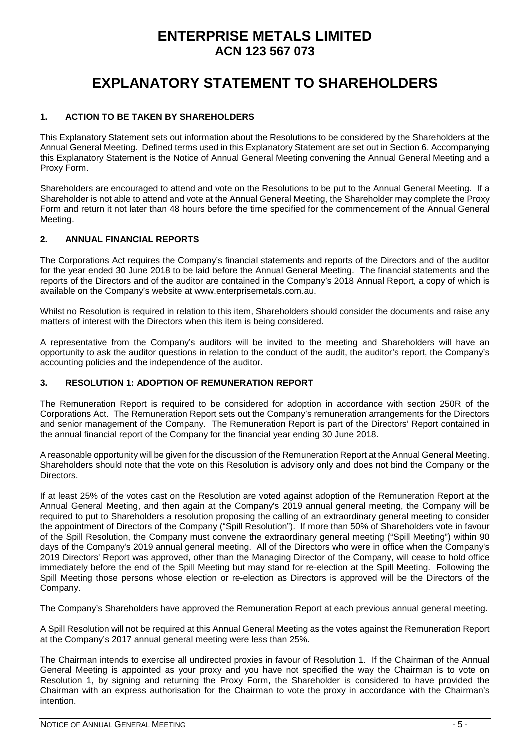# ENTERPRISE METALS LIMITED
## ACN 123 567 073

# EXPLANATORY STATEMENT TO SHAREHOLDERS

### 1. ACTION TO BE TAKEN BY SHAREHOLDERS

This Explanatory Statement sets out information about the Resolutions to be considered by the Shareholders at the Annual General Meeting. Defined terms used in this Explanatory Statement are set out in Section 6. Accompanying this Explanatory Statement is the Notice of Annual General Meeting convening the Annual General Meeting and a Proxy Form.

Shareholders are encouraged to attend and vote on the Resolutions to be put to the Annual General Meeting. If a Shareholder is not able to attend and vote at the Annual General Meeting, the Shareholder may complete the Proxy Form and return it not later than 48 hours before the time specified for the commencement of the Annual General Meeting.

### 2. ANNUAL FINANCIAL REPORTS

The Corporations Act requires the Company's financial statements and reports of the Directors and of the auditor for the year ended 30 June 2018 to be laid before the Annual General Meeting. The financial statements and the reports of the Directors and of the auditor are contained in the Company's 2018 Annual Report, a copy of which is available on the Company's website at www.enterprisemetals.com.au.

Whilst no Resolution is required in relation to this item, Shareholders should consider the documents and raise any matters of interest with the Directors when this item is being considered.

A representative from the Company's auditors will be invited to the meeting and Shareholders will have an opportunity to ask the auditor questions in relation to the conduct of the audit, the auditor's report, the Company's accounting policies and the independence of the auditor.

### 3. RESOLUTION 1: ADOPTION OF REMUNERATION REPORT

The Remuneration Report is required to be considered for adoption in accordance with section 250R of the Corporations Act. The Remuneration Report sets out the Company's remuneration arrangements for the Directors and senior management of the Company. The Remuneration Report is part of the Directors' Report contained in the annual financial report of the Company for the financial year ending 30 June 2018.

A reasonable opportunity will be given for the discussion of the Remuneration Report at the Annual General Meeting. Shareholders should note that the vote on this Resolution is advisory only and does not bind the Company or the Directors.

If at least 25% of the votes cast on the Resolution are voted against adoption of the Remuneration Report at the Annual General Meeting, and then again at the Company's 2019 annual general meeting, the Company will be required to put to Shareholders a resolution proposing the calling of an extraordinary general meeting to consider the appointment of Directors of the Company ("Spill Resolution"). If more than 50% of Shareholders vote in favour of the Spill Resolution, the Company must convene the extraordinary general meeting ("Spill Meeting") within 90 days of the Company's 2019 annual general meeting. All of the Directors who were in office when the Company's 2019 Directors' Report was approved, other than the Managing Director of the Company, will cease to hold office immediately before the end of the Spill Meeting but may stand for re-election at the Spill Meeting. Following the Spill Meeting those persons whose election or re-election as Directors is approved will be the Directors of the Company.

The Company's Shareholders have approved the Remuneration Report at each previous annual general meeting.

A Spill Resolution will not be required at this Annual General Meeting as the votes against the Remuneration Report at the Company's 2017 annual general meeting were less than 25%.

The Chairman intends to exercise all undirected proxies in favour of Resolution 1. If the Chairman of the Annual General Meeting is appointed as your proxy and you have not specified the way the Chairman is to vote on Resolution 1, by signing and returning the Proxy Form, the Shareholder is considered to have provided the Chairman with an express authorisation for the Chairman to vote the proxy in accordance with the Chairman's intention.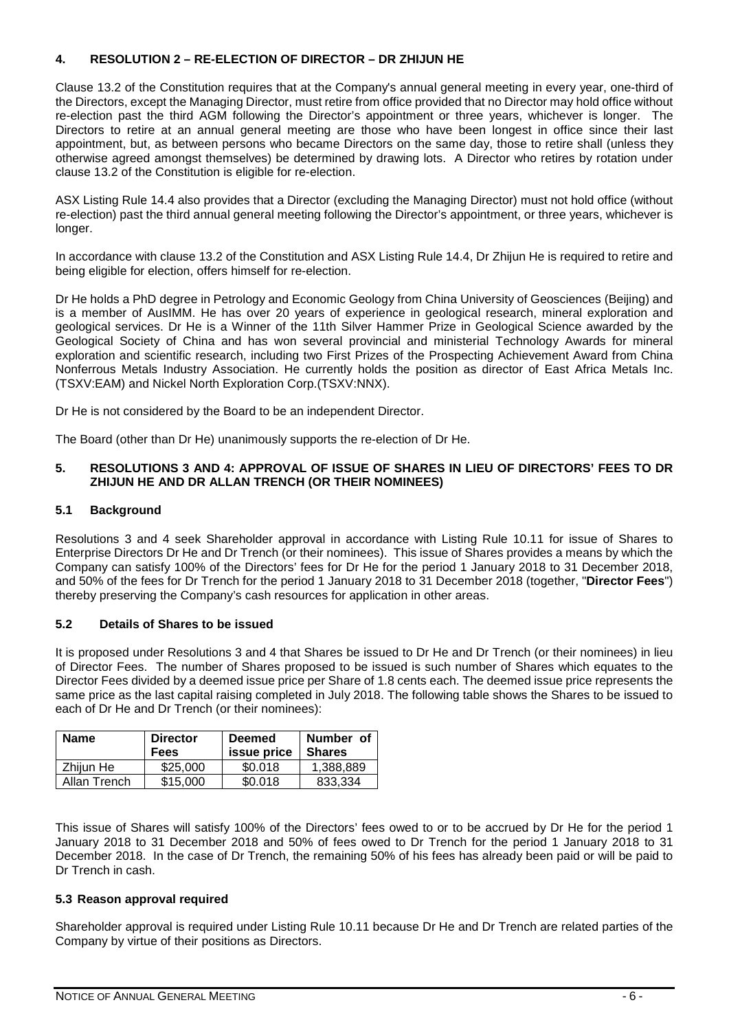## 4. RESOLUTION 2 – RE-ELECTION OF DIRECTOR – DR ZHIJUN HE

Clause 13.2 of the Constitution requires that at the Company's annual general meeting in every year, one-third of the Directors, except the Managing Director, must retire from office provided that no Director may hold office without re-election past the third AGM following the Director's appointment or three years, whichever is longer. The Directors to retire at an annual general meeting are those who have been longest in office since their last appointment, but, as between persons who became Directors on the same day, those to retire shall (unless they otherwise agreed amongst themselves) be determined by drawing lots. A Director who retires by rotation under clause 13.2 of the Constitution is eligible for re-election.

ASX Listing Rule 14.4 also provides that a Director (excluding the Managing Director) must not hold office (without re-election) past the third annual general meeting following the Director's appointment, or three years, whichever is longer.

In accordance with clause 13.2 of the Constitution and ASX Listing Rule 14.4, Dr Zhijun He is required to retire and being eligible for election, offers himself for re-election.

Dr He holds a PhD degree in Petrology and Economic Geology from China University of Geosciences (Beijing) and is a member of AusIMM. He has over 20 years of experience in geological research, mineral exploration and geological services. Dr He is a Winner of the 11th Silver Hammer Prize in Geological Science awarded by the Geological Society of China and has won several provincial and ministerial Technology Awards for mineral exploration and scientific research, including two First Prizes of the Prospecting Achievement Award from China Nonferrous Metals Industry Association. He currently holds the position as director of East Africa Metals Inc. (TSXV:EAM) and Nickel North Exploration Corp.(TSXV:NNX).

Dr He is not considered by the Board to be an independent Director.

The Board (other than Dr He) unanimously supports the re-election of Dr He.

## 5. RESOLUTIONS 3 AND 4: APPROVAL OF ISSUE OF SHARES IN LIEU OF DIRECTORS' FEES TO DR ZHIJUN HE AND DR ALLAN TRENCH (OR THEIR NOMINEES)

### 5.1 Background

Resolutions 3 and 4 seek Shareholder approval in accordance with Listing Rule 10.11 for issue of Shares to Enterprise Directors Dr He and Dr Trench (or their nominees). This issue of Shares provides a means by which the Company can satisfy 100% of the Directors' fees for Dr He for the period 1 January 2018 to 31 December 2018, and 50% of the fees for Dr Trench for the period 1 January 2018 to 31 December 2018 (together, "**Director Fees**") thereby preserving the Company's cash resources for application in other areas.

### 5.2 Details of Shares to be issued

It is proposed under Resolutions 3 and 4 that Shares be issued to Dr He and Dr Trench (or their nominees) in lieu of Director Fees. The number of Shares proposed to be issued is such number of Shares which equates to the Director Fees divided by a deemed issue price per Share of 1.8 cents each. The deemed issue price represents the same price as the last capital raising completed in July 2018. The following table shows the Shares to be issued to each of Dr He and Dr Trench (or their nominees):

| Name | Director Fees | Deemed issue price | Number of Shares |
|---|---|---|---|
| Zhijun He | $25,000 | $0.018 | 1,388,889 |
| Allan Trench | $15,000 | $0.018 | 833,334 |

This issue of Shares will satisfy 100% of the Directors' fees owed to or to be accrued by Dr He for the period 1 January 2018 to 31 December 2018 and 50% of fees owed to Dr Trench for the period 1 January 2018 to 31 December 2018. In the case of Dr Trench, the remaining 50% of his fees has already been paid or will be paid to Dr Trench in cash.

### 5.3 Reason approval required

Shareholder approval is required under Listing Rule 10.11 because Dr He and Dr Trench are related parties of the Company by virtue of their positions as Directors.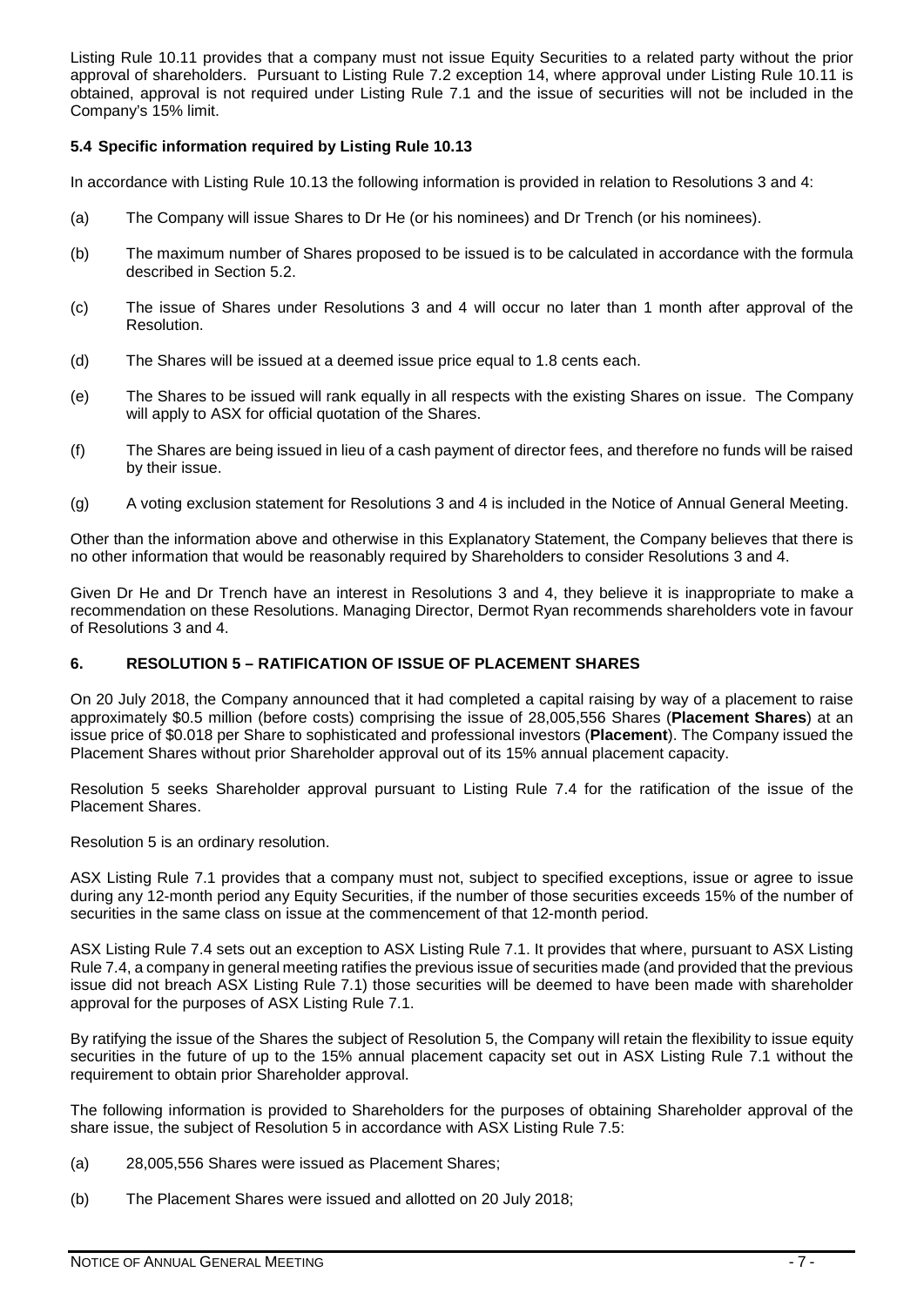Listing Rule 10.11 provides that a company must not issue Equity Securities to a related party without the prior approval of shareholders. Pursuant to Listing Rule 7.2 exception 14, where approval under Listing Rule 10.11 is obtained, approval is not required under Listing Rule 7.1 and the issue of securities will not be included in the Company's 15% limit.

### 5.4 Specific information required by Listing Rule 10.13

In accordance with Listing Rule 10.13 the following information is provided in relation to Resolutions 3 and 4:

(a) The Company will issue Shares to Dr He (or his nominees) and Dr Trench (or his nominees).

(b) The maximum number of Shares proposed to be issued is to be calculated in accordance with the formula described in Section 5.2.

(c) The issue of Shares under Resolutions 3 and 4 will occur no later than 1 month after approval of the Resolution.

(d) The Shares will be issued at a deemed issue price equal to 1.8 cents each.

(e) The Shares to be issued will rank equally in all respects with the existing Shares on issue. The Company will apply to ASX for official quotation of the Shares.

(f) The Shares are being issued in lieu of a cash payment of director fees, and therefore no funds will be raised by their issue.

(g) A voting exclusion statement for Resolutions 3 and 4 is included in the Notice of Annual General Meeting.

Other than the information above and otherwise in this Explanatory Statement, the Company believes that there is no other information that would be reasonably required by Shareholders to consider Resolutions 3 and 4.

Given Dr He and Dr Trench have an interest in Resolutions 3 and 4, they believe it is inappropriate to make a recommendation on these Resolutions. Managing Director, Dermot Ryan recommends shareholders vote in favour of Resolutions 3 and 4.

## 6. RESOLUTION 5 – RATIFICATION OF ISSUE OF PLACEMENT SHARES

On 20 July 2018, the Company announced that it had completed a capital raising by way of a placement to raise approximately $0.5 million (before costs) comprising the issue of 28,005,556 Shares (**Placement Shares**) at an issue price of $0.018 per Share to sophisticated and professional investors (**Placement**). The Company issued the Placement Shares without prior Shareholder approval out of its 15% annual placement capacity.

Resolution 5 seeks Shareholder approval pursuant to Listing Rule 7.4 for the ratification of the issue of the Placement Shares.

Resolution 5 is an ordinary resolution.

ASX Listing Rule 7.1 provides that a company must not, subject to specified exceptions, issue or agree to issue during any 12-month period any Equity Securities, if the number of those securities exceeds 15% of the number of securities in the same class on issue at the commencement of that 12-month period.

ASX Listing Rule 7.4 sets out an exception to ASX Listing Rule 7.1. It provides that where, pursuant to ASX Listing Rule 7.4, a company in general meeting ratifies the previous issue of securities made (and provided that the previous issue did not breach ASX Listing Rule 7.1) those securities will be deemed to have been made with shareholder approval for the purposes of ASX Listing Rule 7.1.

By ratifying the issue of the Shares the subject of Resolution 5, the Company will retain the flexibility to issue equity securities in the future of up to the 15% annual placement capacity set out in ASX Listing Rule 7.1 without the requirement to obtain prior Shareholder approval.

The following information is provided to Shareholders for the purposes of obtaining Shareholder approval of the share issue, the subject of Resolution 5 in accordance with ASX Listing Rule 7.5:

(a) 28,005,556 Shares were issued as Placement Shares;

(b) The Placement Shares were issued and allotted on 20 July 2018;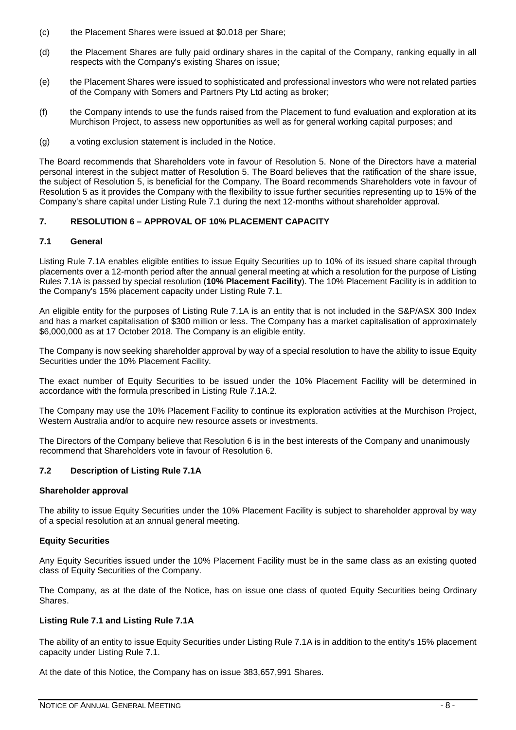(c) the Placement Shares were issued at $0.018 per Share;

(d) the Placement Shares are fully paid ordinary shares in the capital of the Company, ranking equally in all respects with the Company's existing Shares on issue;

(e) the Placement Shares were issued to sophisticated and professional investors who were not related parties of the Company with Somers and Partners Pty Ltd acting as broker;

(f) the Company intends to use the funds raised from the Placement to fund evaluation and exploration at its Murchison Project, to assess new opportunities as well as for general working capital purposes; and

(g) a voting exclusion statement is included in the Notice.

The Board recommends that Shareholders vote in favour of Resolution 5. None of the Directors have a material personal interest in the subject matter of Resolution 5. The Board believes that the ratification of the share issue, the subject of Resolution 5, is beneficial for the Company. The Board recommends Shareholders vote in favour of Resolution 5 as it provides the Company with the flexibility to issue further securities representing up to 15% of the Company's share capital under Listing Rule 7.1 during the next 12-months without shareholder approval.

## 7. RESOLUTION 6 – APPROVAL OF 10% PLACEMENT CAPACITY

### 7.1 General

Listing Rule 7.1A enables eligible entities to issue Equity Securities up to 10% of its issued share capital through placements over a 12-month period after the annual general meeting at which a resolution for the purpose of Listing Rules 7.1A is passed by special resolution (**10% Placement Facility**). The 10% Placement Facility is in addition to the Company's 15% placement capacity under Listing Rule 7.1.

An eligible entity for the purposes of Listing Rule 7.1A is an entity that is not included in the S&P/ASX 300 Index and has a market capitalisation of $300 million or less. The Company has a market capitalisation of approximately $6,000,000 as at 17 October 2018. The Company is an eligible entity.

The Company is now seeking shareholder approval by way of a special resolution to have the ability to issue Equity Securities under the 10% Placement Facility.

The exact number of Equity Securities to be issued under the 10% Placement Facility will be determined in accordance with the formula prescribed in Listing Rule 7.1A.2.

The Company may use the 10% Placement Facility to continue its exploration activities at the Murchison Project, Western Australia and/or to acquire new resource assets or investments.

The Directors of the Company believe that Resolution 6 is in the best interests of the Company and unanimously recommend that Shareholders vote in favour of Resolution 6.

### 7.2 Description of Listing Rule 7.1A

**Shareholder approval**

The ability to issue Equity Securities under the 10% Placement Facility is subject to shareholder approval by way of a special resolution at an annual general meeting.

**Equity Securities**

Any Equity Securities issued under the 10% Placement Facility must be in the same class as an existing quoted class of Equity Securities of the Company.

The Company, as at the date of the Notice, has on issue one class of quoted Equity Securities being Ordinary Shares.

**Listing Rule 7.1 and Listing Rule 7.1A**

The ability of an entity to issue Equity Securities under Listing Rule 7.1A is in addition to the entity's 15% placement capacity under Listing Rule 7.1.

At the date of this Notice, the Company has on issue 383,657,991 Shares.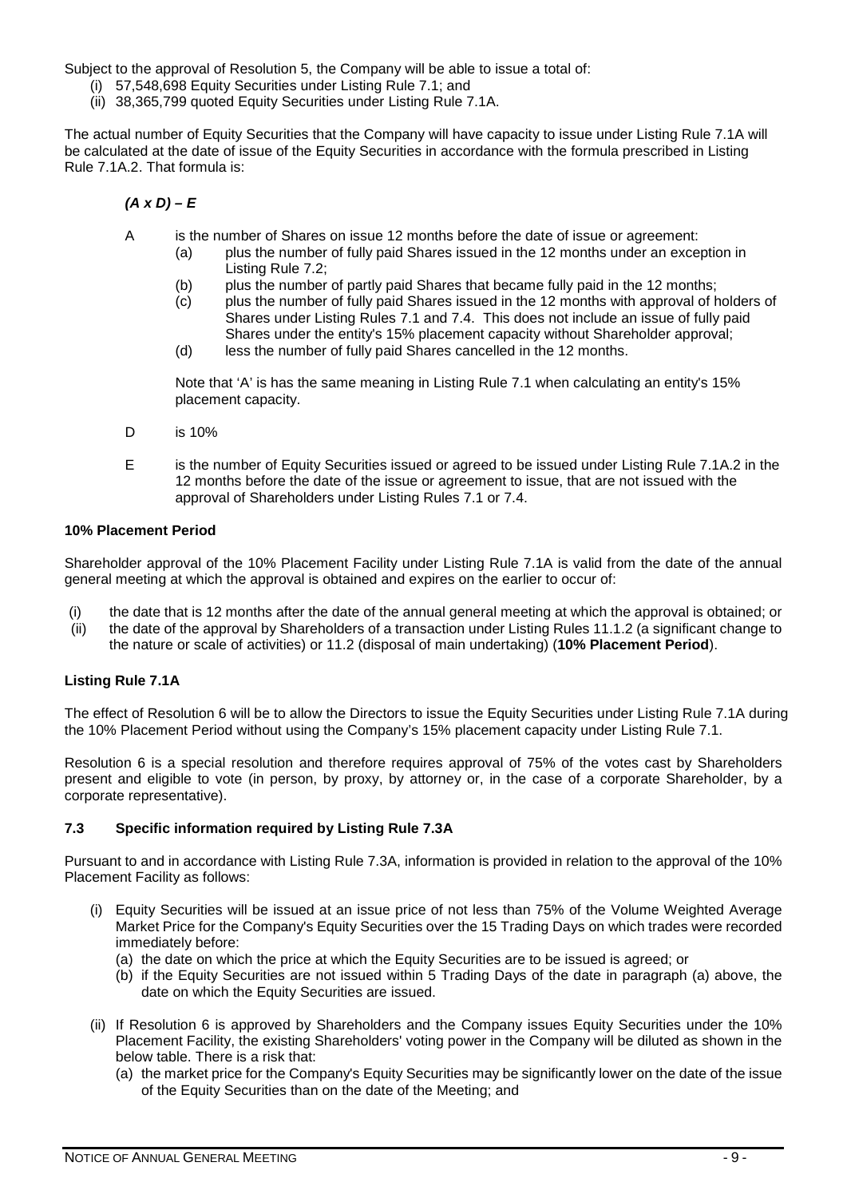Subject to the approval of Resolution 5, the Company will be able to issue a total of:

(i) 57,548,698 Equity Securities under Listing Rule 7.1; and
(ii) 38,365,799 quoted Equity Securities under Listing Rule 7.1A.

The actual number of Equity Securities that the Company will have capacity to issue under Listing Rule 7.1A will be calculated at the date of issue of the Equity Securities in accordance with the formula prescribed in Listing Rule 7.1A.2. That formula is:

***(A x D) – E***

A is the number of Shares on issue 12 months before the date of issue or agreement:

(a) plus the number of fully paid Shares issued in the 12 months under an exception in Listing Rule 7.2;
(b) plus the number of partly paid Shares that became fully paid in the 12 months;
(c) plus the number of fully paid Shares issued in the 12 months with approval of holders of Shares under Listing Rules 7.1 and 7.4. This does not include an issue of fully paid Shares under the entity's 15% placement capacity without Shareholder approval;
(d) less the number of fully paid Shares cancelled in the 12 months.

Note that 'A' is has the same meaning in Listing Rule 7.1 when calculating an entity's 15% placement capacity.

D is 10%

E is the number of Equity Securities issued or agreed to be issued under Listing Rule 7.1A.2 in the 12 months before the date of the issue or agreement to issue, that are not issued with the approval of Shareholders under Listing Rules 7.1 or 7.4.

**10% Placement Period**

Shareholder approval of the 10% Placement Facility under Listing Rule 7.1A is valid from the date of the annual general meeting at which the approval is obtained and expires on the earlier to occur of:

(i) the date that is 12 months after the date of the annual general meeting at which the approval is obtained; or
(ii) the date of the approval by Shareholders of a transaction under Listing Rules 11.1.2 (a significant change to the nature or scale of activities) or 11.2 (disposal of main undertaking) (**10% Placement Period**).

**Listing Rule 7.1A**

The effect of Resolution 6 will be to allow the Directors to issue the Equity Securities under Listing Rule 7.1A during the 10% Placement Period without using the Company's 15% placement capacity under Listing Rule 7.1.

Resolution 6 is a special resolution and therefore requires approval of 75% of the votes cast by Shareholders present and eligible to vote (in person, by proxy, by attorney or, in the case of a corporate Shareholder, by a corporate representative).

### 7.3 Specific information required by Listing Rule 7.3A

Pursuant to and in accordance with Listing Rule 7.3A, information is provided in relation to the approval of the 10% Placement Facility as follows:

(i) Equity Securities will be issued at an issue price of not less than 75% of the Volume Weighted Average Market Price for the Company's Equity Securities over the 15 Trading Days on which trades were recorded immediately before:
   (a) the date on which the price at which the Equity Securities are to be issued is agreed; or
   (b) if the Equity Securities are not issued within 5 Trading Days of the date in paragraph (a) above, the date on which the Equity Securities are issued.

(ii) If Resolution 6 is approved by Shareholders and the Company issues Equity Securities under the 10% Placement Facility, the existing Shareholders' voting power in the Company will be diluted as shown in the below table. There is a risk that:
   (a) the market price for the Company's Equity Securities may be significantly lower on the date of the issue of the Equity Securities than on the date of the Meeting; and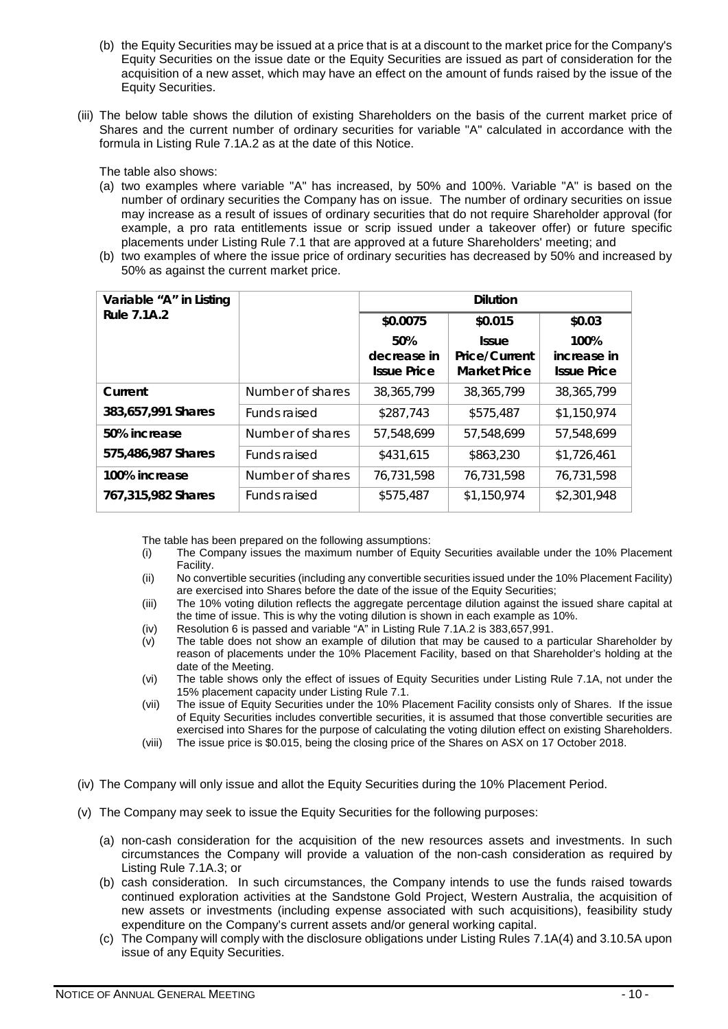(b) the Equity Securities may be issued at a price that is at a discount to the market price for the Company's Equity Securities on the issue date or the Equity Securities are issued as part of consideration for the acquisition of a new asset, which may have an effect on the amount of funds raised by the issue of the Equity Securities.

(iii) The below table shows the dilution of existing Shareholders on the basis of the current market price of Shares and the current number of ordinary securities for variable "A" calculated in accordance with the formula in Listing Rule 7.1A.2 as at the date of this Notice.

The table also shows:

(a) two examples where variable "A" has increased, by 50% and 100%. Variable "A" is based on the number of ordinary securities the Company has on issue. The number of ordinary securities on issue may increase as a result of issues of ordinary securities that do not require Shareholder approval (for example, a pro rata entitlements issue or scrip issued under a takeover offer) or future specific placements under Listing Rule 7.1 that are approved at a future Shareholders' meeting; and

(b) two examples of where the issue price of ordinary securities has decreased by 50% and increased by 50% as against the current market price.

| Variable "A" in Listing Rule 7.1A.2 | | Dilution | | |
|---|---|---|---|---|
| | | \$0.0075<br>50% decrease in Issue Price | \$0.015<br>Issue Price/Current Market Price | \$0.03<br>100% increase in Issue Price |
| **Current** | Number of shares | 38,365,799 | 38,365,799 | 38,365,799 |
| **383,657,991 Shares** | Funds raised | \$287,743 | \$575,487 | \$1,150,974 |
| **50% increase** | Number of shares | 57,548,699 | 57,548,699 | 57,548,699 |
| **575,486,987 Shares** | Funds raised | \$431,615 | \$863,230 | \$1,726,461 |
| **100% increase** | Number of shares | 76,731,598 | 76,731,598 | 76,731,598 |
| **767,315,982 Shares** | Funds raised | \$575,487 | \$1,150,974 | \$2,301,948 |

The table has been prepared on the following assumptions:

(i) The Company issues the maximum number of Equity Securities available under the 10% Placement Facility.

(ii) No convertible securities (including any convertible securities issued under the 10% Placement Facility) are exercised into Shares before the date of the issue of the Equity Securities;

(iii) The 10% voting dilution reflects the aggregate percentage dilution against the issued share capital at the time of issue. This is why the voting dilution is shown in each example as 10%.

(iv) Resolution 6 is passed and variable "A" in Listing Rule 7.1A.2 is 383,657,991.

(v) The table does not show an example of dilution that may be caused to a particular Shareholder by reason of placements under the 10% Placement Facility, based on that Shareholder's holding at the date of the Meeting.

(vi) The table shows only the effect of issues of Equity Securities under Listing Rule 7.1A, not under the 15% placement capacity under Listing Rule 7.1.

(vii) The issue of Equity Securities under the 10% Placement Facility consists only of Shares. If the issue of Equity Securities includes convertible securities, it is assumed that those convertible securities are exercised into Shares for the purpose of calculating the voting dilution effect on existing Shareholders.

(viii) The issue price is \$0.015, being the closing price of the Shares on ASX on 17 October 2018.

(iv) The Company will only issue and allot the Equity Securities during the 10% Placement Period.

(v) The Company may seek to issue the Equity Securities for the following purposes:

(a) non-cash consideration for the acquisition of the new resources assets and investments. In such circumstances the Company will provide a valuation of the non-cash consideration as required by Listing Rule 7.1A.3; or

(b) cash consideration. In such circumstances, the Company intends to use the funds raised towards continued exploration activities at the Sandstone Gold Project, Western Australia, the acquisition of new assets or investments (including expense associated with such acquisitions), feasibility study expenditure on the Company's current assets and/or general working capital.

(c) The Company will comply with the disclosure obligations under Listing Rules 7.1A(4) and 3.10.5A upon issue of any Equity Securities.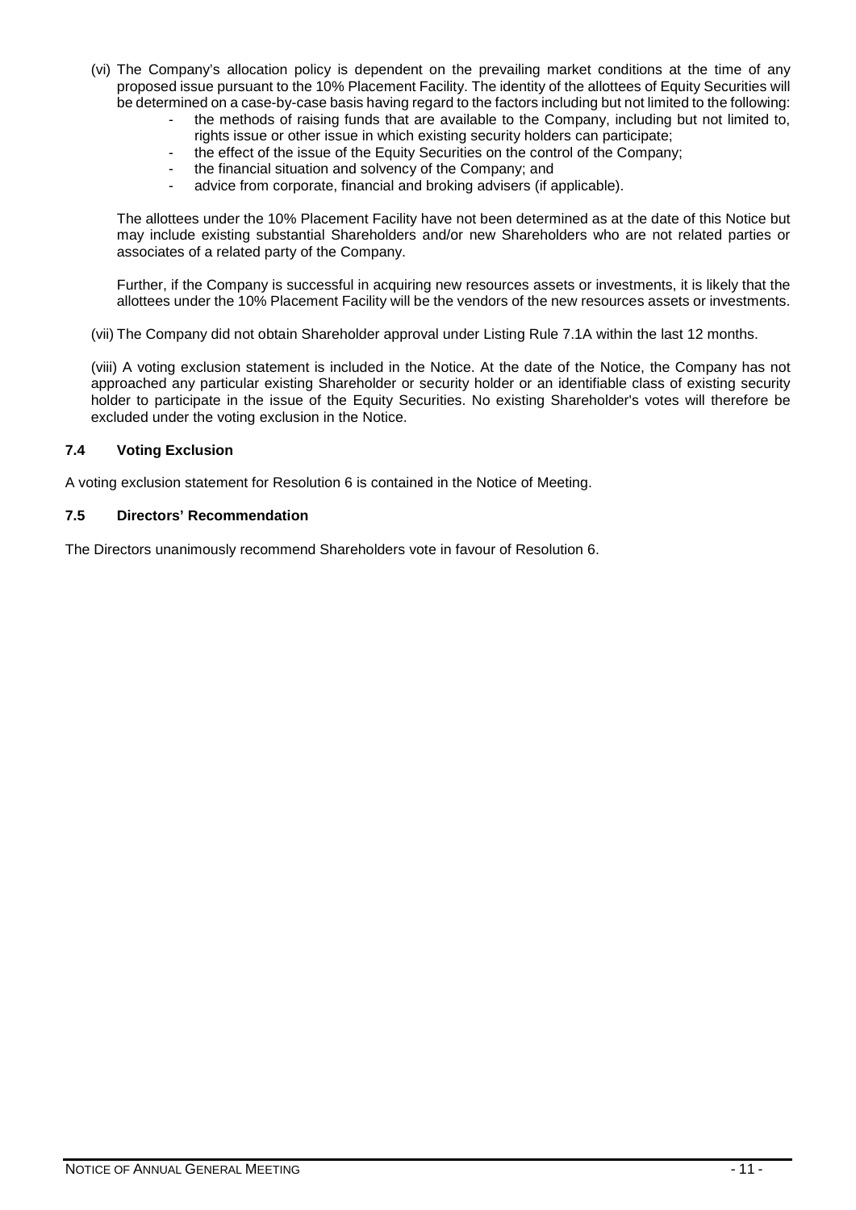(vi) The Company's allocation policy is dependent on the prevailing market conditions at the time of any proposed issue pursuant to the 10% Placement Facility. The identity of the allottees of Equity Securities will be determined on a case-by-case basis having regard to the factors including but not limited to the following:

- the methods of raising funds that are available to the Company, including but not limited to, rights issue or other issue in which existing security holders can participate;
- the effect of the issue of the Equity Securities on the control of the Company;
- the financial situation and solvency of the Company; and
- advice from corporate, financial and broking advisers (if applicable).

The allottees under the 10% Placement Facility have not been determined as at the date of this Notice but may include existing substantial Shareholders and/or new Shareholders who are not related parties or associates of a related party of the Company.

Further, if the Company is successful in acquiring new resources assets or investments, it is likely that the allottees under the 10% Placement Facility will be the vendors of the new resources assets or investments.

(vii) The Company did not obtain Shareholder approval under Listing Rule 7.1A within the last 12 months.

(viii) A voting exclusion statement is included in the Notice. At the date of the Notice, the Company has not approached any particular existing Shareholder or security holder or an identifiable class of existing security holder to participate in the issue of the Equity Securities. No existing Shareholder's votes will therefore be excluded under the voting exclusion in the Notice.

### 7.4 Voting Exclusion

A voting exclusion statement for Resolution 6 is contained in the Notice of Meeting.

### 7.5 Directors' Recommendation

The Directors unanimously recommend Shareholders vote in favour of Resolution 6.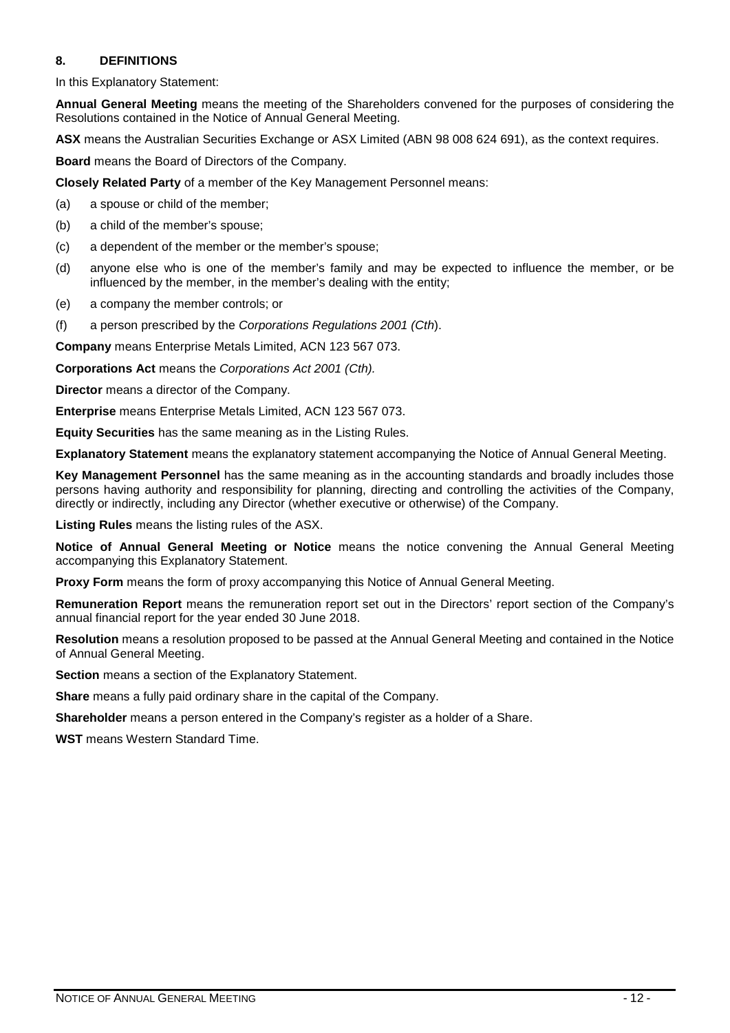## 8. DEFINITIONS

In this Explanatory Statement:

**Annual General Meeting** means the meeting of the Shareholders convened for the purposes of considering the Resolutions contained in the Notice of Annual General Meeting.

**ASX** means the Australian Securities Exchange or ASX Limited (ABN 98 008 624 691), as the context requires.

**Board** means the Board of Directors of the Company.

**Closely Related Party** of a member of the Key Management Personnel means:

(a) a spouse or child of the member;

(b) a child of the member's spouse;

(c) a dependent of the member or the member's spouse;

(d) anyone else who is one of the member's family and may be expected to influence the member, or be influenced by the member, in the member's dealing with the entity;

(e) a company the member controls; or

(f) a person prescribed by the *Corporations Regulations 2001 (Cth*).

**Company** means Enterprise Metals Limited, ACN 123 567 073.

**Corporations Act** means the *Corporations Act 2001 (Cth).*

**Director** means a director of the Company.

**Enterprise** means Enterprise Metals Limited, ACN 123 567 073.

**Equity Securities** has the same meaning as in the Listing Rules.

**Explanatory Statement** means the explanatory statement accompanying the Notice of Annual General Meeting.

**Key Management Personnel** has the same meaning as in the accounting standards and broadly includes those persons having authority and responsibility for planning, directing and controlling the activities of the Company, directly or indirectly, including any Director (whether executive or otherwise) of the Company.

**Listing Rules** means the listing rules of the ASX.

**Notice of Annual General Meeting or Notice** means the notice convening the Annual General Meeting accompanying this Explanatory Statement.

**Proxy Form** means the form of proxy accompanying this Notice of Annual General Meeting.

**Remuneration Report** means the remuneration report set out in the Directors' report section of the Company's annual financial report for the year ended 30 June 2018.

**Resolution** means a resolution proposed to be passed at the Annual General Meeting and contained in the Notice of Annual General Meeting.

**Section** means a section of the Explanatory Statement.

**Share** means a fully paid ordinary share in the capital of the Company.

**Shareholder** means a person entered in the Company's register as a holder of a Share.

**WST** means Western Standard Time.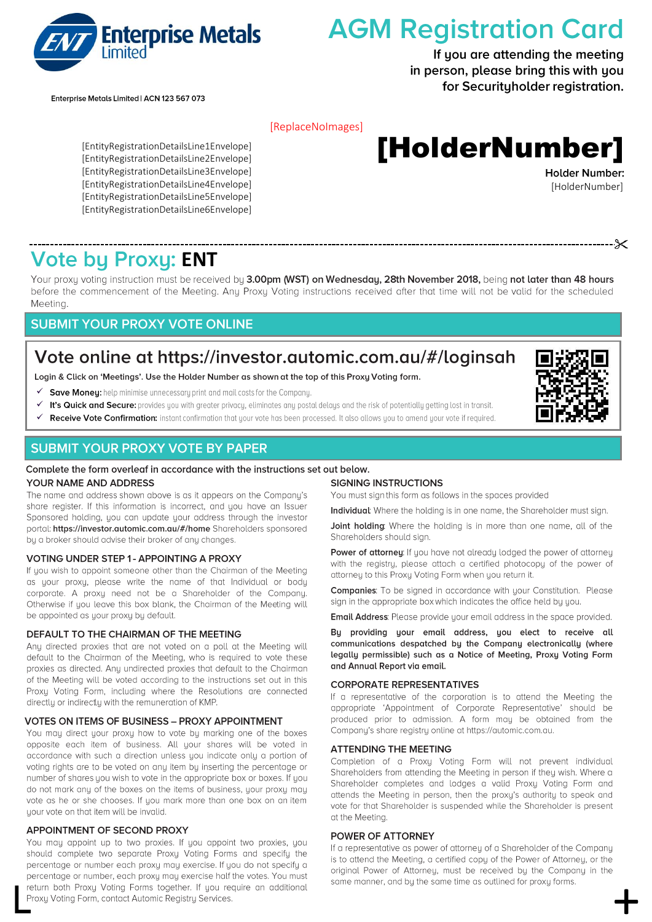Enterprise Metals Limited

# AGM Registration Card

**If you are attending the meeting in person, please bring this with you for Securityholder registration.**

Enterprise Metals Limited | ACN 123 567 073

[ReplaceNoImages]

[EntityRegistrationDetailsLine1Envelope]
[EntityRegistrationDetailsLine2Envelope]
[EntityRegistrationDetailsLine3Envelope]
[EntityRegistrationDetailsLine4Envelope]
[EntityRegistrationDetailsLine5Envelope]
[EntityRegistrationDetailsLine6Envelope]

# [HolderNumber]

**Holder Number:**
[HolderNumber]

# Vote by Proxy: ENT

Your proxy voting instruction must be received by **3.00pm (WST) on Wednesday, 28th November 2018,** being **not later than 48 hours** before the commencement of the Meeting. Any Proxy Voting instructions received after that time will not be valid for the scheduled Meeting.

## SUBMIT YOUR PROXY VOTE ONLINE

### Vote online at https://investor.automic.com.au/#/loginsah

**Login & Click on 'Meetings'. Use the Holder Number as shown at the top of this Proxy Voting form.**

- ✓ **Save Money:** help minimise unnecessary print and mail costs for the Company.
- ✓ **It's Quick and Secure:** provides you with greater privacy, eliminates any postal delays and the risk of potentially getting lost in transit.
- ✓ **Receive Vote Confirmation:** instant confirmation that your vote has been processed. It also allows you to amend your vote if required.

## SUBMIT YOUR PROXY VOTE BY PAPER

Complete the form overleaf in accordance with the instructions set out below.

### YOUR NAME AND ADDRESS

The name and address shown above is as it appears on the Company's share register. If this information is incorrect, and you have an Issuer Sponsored holding, you can update your address through the investor portal: **https://investor.automic.com.au/#/home** Shareholders sponsored by a broker should advise their broker of any changes.

### VOTING UNDER STEP 1 - APPOINTING A PROXY

If you wish to appoint someone other than the Chairman of the Meeting as your proxy, please write the name of that Individual or body corporate. A proxy need not be a Shareholder of the Company. Otherwise if you leave this box blank, the Chairman of the Meeting will be appointed as your proxy by default.

### DEFAULT TO THE CHAIRMAN OF THE MEETING

Any directed proxies that are not voted on a poll at the Meeting will default to the Chairman of the Meeting, who is required to vote these proxies as directed. Any undirected proxies that default to the Chairman of the Meeting will be voted according to the instructions set out in this Proxy Voting Form, including where the Resolutions are connected directly or indirectly with the remuneration of KMP.

### VOTES ON ITEMS OF BUSINESS – PROXY APPOINTMENT

You may direct your proxy how to vote by marking one of the boxes opposite each item of business. All your shares will be voted in accordance with such a direction unless you indicate only a portion of voting rights are to be voted on any item by inserting the percentage or number of shares you wish to vote in the appropriate box or boxes. If you do not mark any of the boxes on the items of business, your proxy may vote as he or she chooses. If you mark more than one box on an item your vote on that item will be invalid.

### APPOINTMENT OF SECOND PROXY

You may appoint up to two proxies. If you appoint two proxies, you should complete two separate Proxy Voting Forms and specify the percentage or number each proxy may exercise. If you do not specify a percentage or number, each proxy may exercise half the votes. You must return both Proxy Voting Forms together. If you require an additional Proxy Voting Form, contact Automic Registry Services.

### SIGNING INSTRUCTIONS

You must sign this form as follows in the spaces provided

**Individual**: Where the holding is in one name, the Shareholder must sign.

**Joint holding**: Where the holding is in more than one name, all of the Shareholders should sign.

**Power of attorney**: If you have not already lodged the power of attorney with the registry, please attach a certified photocopy of the power of attorney to this Proxy Voting Form when you return it.

**Companies**: To be signed in accordance with your Constitution. Please sign in the appropriate box which indicates the office held by you.

**Email Address**: Please provide your email address in the space provided.

**By providing your email address, you elect to receive all communications despatched by the Company electronically (where legally permissible) such as a Notice of Meeting, Proxy Voting Form and Annual Report via email.**

### CORPORATE REPRESENTATIVES

If a representative of the corporation is to attend the Meeting the appropriate 'Appointment of Corporate Representative' should be produced prior to admission. A form may be obtained from the Company's share registry online at https://automic.com.au.

### ATTENDING THE MEETING

Completion of a Proxy Voting Form will not prevent individual Shareholders from attending the Meeting in person if they wish. Where a Shareholder completes and lodges a valid Proxy Voting Form and attends the Meeting in person, then the proxy's authority to speak and vote for that Shareholder is suspended while the Shareholder is present at the Meeting.

### POWER OF ATTORNEY

If a representative as power of attorney of a Shareholder of the Company is to attend the Meeting, a certified copy of the Power of Attorney, or the original Power of Attorney, must be received by the Company in the same manner, and by the same time as outlined for proxy forms.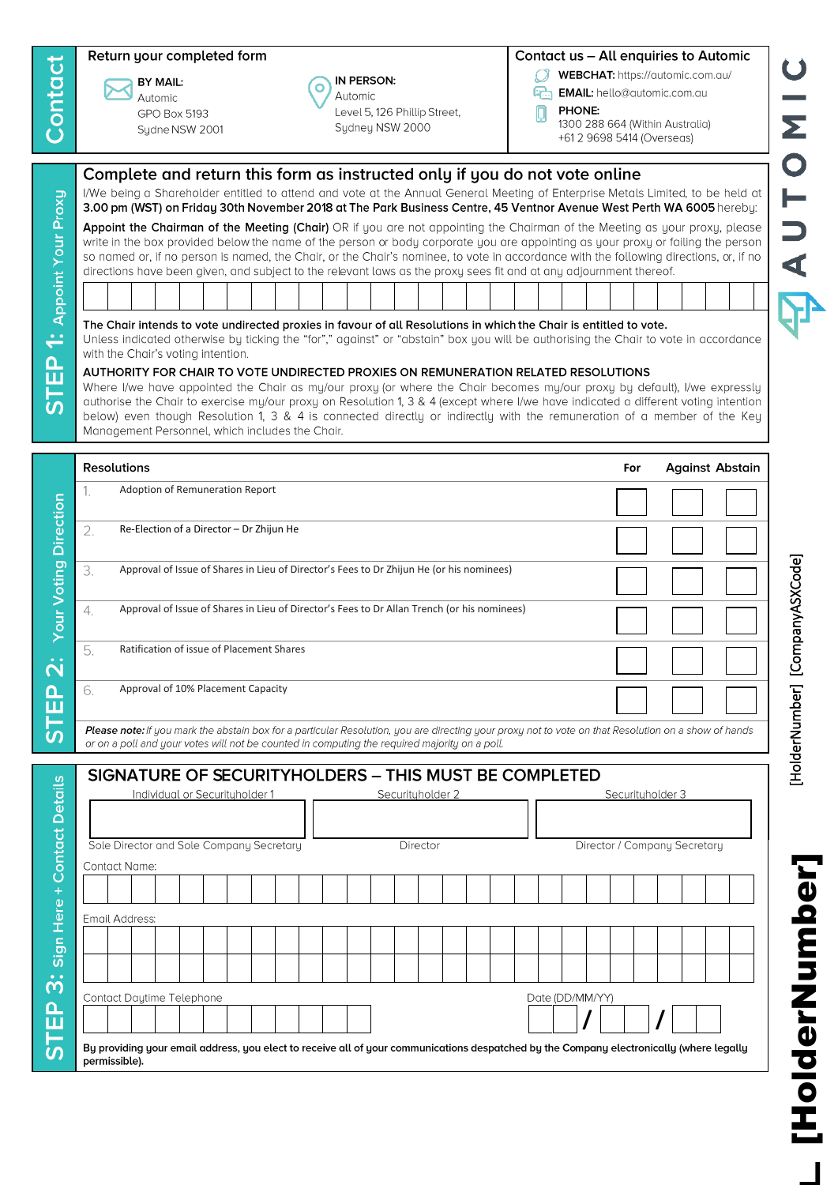## Contact

**Return your completed form**

**BY MAIL:**
Automic
GPO Box 5193
Sydney NSW 2001

**IN PERSON:**
Automic
Level 5, 126 Phillip Street,
Sydney NSW 2000

**Contact us – All enquiries to Automic**

**WEBCHAT:** https://automic.com.au/
**EMAIL:** hello@automic.com.au
**PHONE:**
1300 288 664 (Within Australia)
+61 2 9698 5414 (Overseas)

AUTOMIC

## STEP 1: Appoint Your Proxy

### Complete and return this form as instructed only if you do not vote online

I/We being a Shareholder entitled to attend and vote at the Annual General Meeting of Enterprise Metals Limited, to be held at **3.00 pm (WST) on Friday 30th November 2018 at The Park Business Centre, 45 Ventnor Avenue West Perth WA 6005** hereby:

**Appoint the Chairman of the Meeting (Chair)** OR if you are not appointing the Chairman of the Meeting as your proxy, please write in the box provided below the name of the person or body corporate you are appointing as your proxy or failing the person so named or, if no person is named, the Chair, or the Chair's nominee, to vote in accordance with the following directions, or, if no directions have been given, and subject to the relevant laws as the proxy sees fit and at any adjournment thereof.

| | | | | | | | | | | | | | | | | | | | | | | | | | | | |
|---|---|---|---|---|---|---|---|---|---|---|---|---|---|---|---|---|---|---|---|---|---|---|---|---|---|---|---|

**The Chair intends to vote undirected proxies in favour of all Resolutions in which the Chair is entitled to vote.**
Unless indicated otherwise by ticking the "for"," against" or "abstain" box you will be authorising the Chair to vote in accordance with the Chair's voting intention.

**AUTHORITY FOR CHAIR TO VOTE UNDIRECTED PROXIES ON REMUNERATION RELATED RESOLUTIONS**
Where I/we have appointed the Chair as my/our proxy (or where the Chair becomes my/our proxy by default), I/we expressly authorise the Chair to exercise my/our proxy on Resolution 1, 3 & 4 (except where I/we have indicated a different voting intention below) even though Resolution 1, 3 & 4 is connected directly or indirectly with the remuneration of a member of the Key Management Personnel, which includes the Chair.

## STEP 2: Your Voting Direction

| Resolutions | | For | Against | Abstain |
|---|---|---|---|---|
| 1. | Adoption of Remuneration Report | | | |
| 2. | Re-Election of a Director – Dr Zhijun He | | | |
| 3. | Approval of Issue of Shares in Lieu of Director's Fees to Dr Zhijun He (or his nominees) | | | |
| 4. | Approval of Issue of Shares in Lieu of Director's Fees to Dr Allan Trench (or his nominees) | | | |
| 5. | Ratification of issue of Placement Shares | | | |
| 6. | Approval of 10% Placement Capacity | | | |

***Please note:*** *If you mark the abstain box for a particular Resolution, you are directing your proxy not to vote on that Resolution on a show of hands or on a poll and your votes will not be counted in computing the required majority on a poll.*

## STEP 3: Sign Here + Contact Details

### SIGNATURE OF SECURITYHOLDERS – THIS MUST BE COMPLETED

| Individual or Securityholder 1 | Securityholder 2 | Securityholder 3 |
|---|---|---|
| | | |
| Sole Director and Sole Company Secretary | Director | Director / Company Secretary |

Contact Name:

Email Address:

Contact Daytime Telephone

Date (DD/MM/YY) / /

**By providing your email address, you elect to receive all of your communications despatched by the Company electronically (where legally permissible).**

[HolderNumber] [CompanyASXCode]

[HolderNumber]